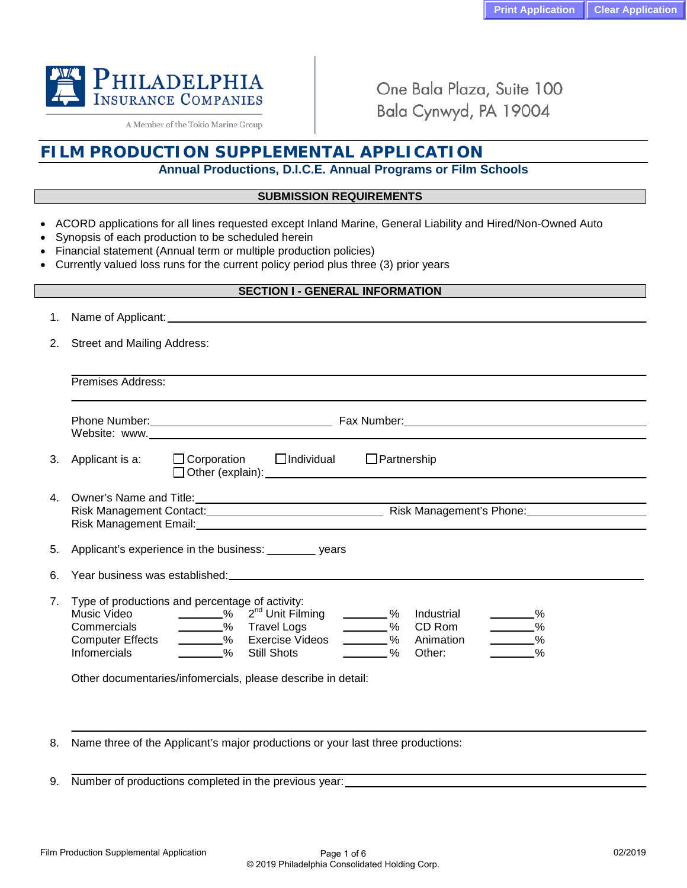Print Application | Clear Application

PHILADELPHIA INSURANCE COMPANIES

A Member of the Tokio Marine Group

One Bala Plaza, Suite 100
Bala Cynwyd, PA 19004

# FILM PRODUCTION SUPPLEMENTAL APPLICATION

**Annual Productions, D.I.C.E. Annual Programs or Film Schools**

## SUBMISSION REQUIREMENTS

- ACORD applications for all lines requested except Inland Marine, General Liability and Hired/Non-Owned Auto
- Synopsis of each production to be scheduled herein
- Financial statement (Annual term or multiple production policies)
- Currently valued loss runs for the current policy period plus three (3) prior years

## SECTION I - GENERAL INFORMATION

1. Name of Applicant: ______________________________

2. Street and Mailing Address: ______________________________

   Premises Address: ______________________________

   Phone Number: ______________ Fax Number: ______________
   Website: www.______________________________

3. Applicant is a: ☐ Corporation ☐ Individual ☐ Partnership
   ☐ Other (explain): ______________________________

4. Owner's Name and Title: ______________________________
   Risk Management Contact: ______________ Risk Management's Phone: ______________
   Risk Management Email: ______________________________

5. Applicant's experience in the business: ________ years

6. Year business was established: ______________________________

7. Type of productions and percentage of activity:

| | | | | | |
|---|---|---|---|---|---|
| Music Video | ______% | 2nd Unit Filming | ______% | Industrial | ______% |
| Commercials | ______% | Travel Logs | ______% | CD Rom | ______% |
| Computer Effects | ______% | Exercise Videos | ______% | Animation | ______% |
| Infomercials | ______% | Still Shots | ______% | Other: | ______% |

   Other documentaries/infomercials, please describe in detail:

   ______________________________

8. Name three of the Applicant's major productions or your last three productions:

   ______________________________

9. Number of productions completed in the previous year: ______________________________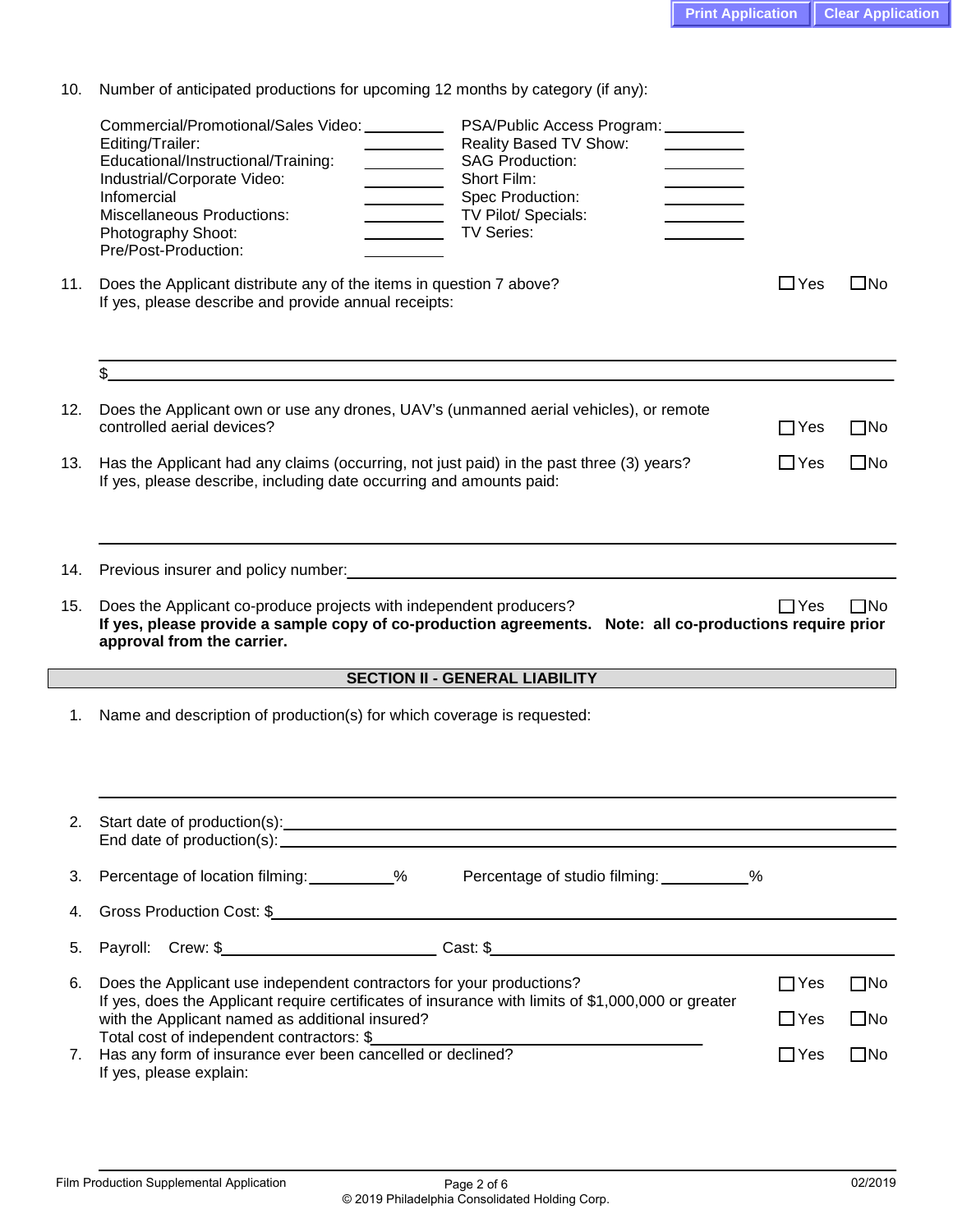10. Number of anticipated productions for upcoming 12 months by category (if any):

| | | | |
|---|---|---|---|
| Commercial/Promotional/Sales Video: | ________ | PSA/Public Access Program: | ________ |
| Editing/Trailer: | ________ | Reality Based TV Show: | ________ |
| Educational/Instructional/Training: | ________ | SAG Production: | ________ |
| Industrial/Corporate Video: | ________ | Short Film: | ________ |
| Infomercial | ________ | Spec Production: | ________ |
| Miscellaneous Productions: | ________ | TV Pilot/ Specials: | ________ |
| Photography Shoot: | ________ | TV Series: | ________ |
| Pre/Post-Production: | ________ | | |

11. Does the Applicant distribute any of the items in question 7 above? ☐ Yes ☐ No
    If yes, please describe and provide annual receipts:

    ________________________________________

    $________________________________________

12. Does the Applicant own or use any drones, UAV's (unmanned aerial vehicles), or remote controlled aerial devices? ☐ Yes ☐ No

13. Has the Applicant had any claims (occurring, not just paid) in the past three (3) years? ☐ Yes ☐ No
    If yes, please describe, including date occurring and amounts paid:

    ________________________________________

14. Previous insurer and policy number: ________________________________________

15. Does the Applicant co-produce projects with independent producers? ☐ Yes ☐ No
    **If yes, please provide a sample copy of co-production agreements. Note: all co-productions require prior approval from the carrier.**

## SECTION II - GENERAL LIABILITY

1. Name and description of production(s) for which coverage is requested:

   ________________________________________

2. Start date of production(s): ________________________________________
   End date of production(s): ________________________________________

3. Percentage of location filming: __________% Percentage of studio filming: __________%

4. Gross Production Cost: $________________________________________

5. Payroll: Crew: $____________________ Cast: $____________________

6. Does the Applicant use independent contractors for your productions? ☐ Yes ☐ No
   If yes, does the Applicant require certificates of insurance with limits of $1,000,000 or greater with the Applicant named as additional insured? ☐ Yes ☐ No
   Total cost of independent contractors: $____________________

7. Has any form of insurance ever been cancelled or declined? ☐ Yes ☐ No
   If yes, please explain:

   ________________________________________

Film Production Supplemental Application 02/2019

© 2019 Philadelphia Consolidated Holding Corp.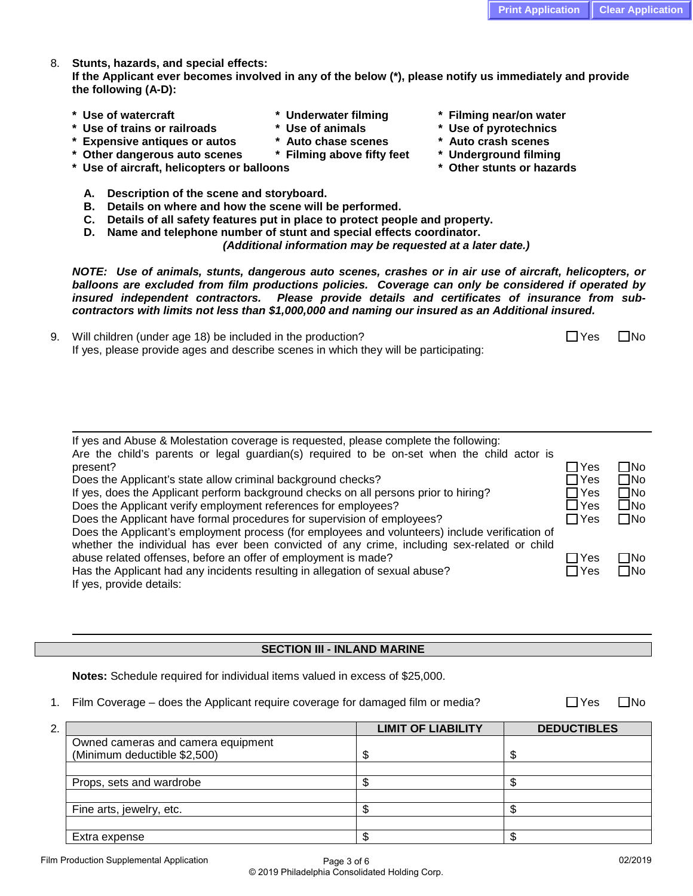8. **Stunts, hazards, and special effects:**
**If the Applicant ever becomes involved in any of the below (*), please notify us immediately and provide the following (A-D):**

- **Use of watercraft**
- **Use of trains or railroads**
- **Expensive antiques or autos**
- **Other dangerous auto scenes**
- **Use of aircraft, helicopters or balloons**
- **Underwater filming**
- **Use of animals**
- **Auto chase scenes**
- **Filming above fifty feet**
- **Filming near/on water**
- **Use of pyrotechnics**
- **Auto crash scenes**
- **Underground filming**
- **Other stunts or hazards**

A. **Description of the scene and storyboard.**
B. **Details on where and how the scene will be performed.**
C. **Details of all safety features put in place to protect people and property.**
D. **Name and telephone number of stunt and special effects coordinator.**

***(Additional information may be requested at a later date.)***

***NOTE: Use of animals, stunts, dangerous auto scenes, crashes or in air use of aircraft, helicopters, or balloons are excluded from film productions policies. Coverage can only be considered if operated by insured independent contractors. Please provide details and certificates of insurance from sub-contractors with limits not less than $1,000,000 and naming our insured as an Additional insured.***

9. Will children (under age 18) be included in the production? ☐ Yes ☐ No
If yes, please provide ages and describe scenes in which they will be participating:

If yes and Abuse & Molestation coverage is requested, please complete the following:

Are the child's parents or legal guardian(s) required to be on-set when the child actor is present? ☐ Yes ☐ No
Does the Applicant's state allow criminal background checks? ☐ Yes ☐ No
If yes, does the Applicant perform background checks on all persons prior to hiring? ☐ Yes ☐ No
Does the Applicant verify employment references for employees? ☐ Yes ☐ No
Does the Applicant have formal procedures for supervision of employees? ☐ Yes ☐ No
Does the Applicant's employment process (for employees and volunteers) include verification of whether the individual has ever been convicted of any crime, including sex-related or child abuse related offenses, before an offer of employment is made? ☐ Yes ☐ No
Has the Applicant had any incidents resulting in allegation of sexual abuse? ☐ Yes ☐ No
If yes, provide details:

## SECTION III - INLAND MARINE

**Notes:** Schedule required for individual items valued in excess of $25,000.

1. Film Coverage – does the Applicant require coverage for damaged film or media? ☐ Yes ☐ No

2.

| | LIMIT OF LIABILITY | DEDUCTIBLES |
|---|---|---|
| Owned cameras and camera equipment (Minimum deductible $2,500) | $ | $ |
| | | |
| Props, sets and wardrobe | $ | $ |
| | | |
| Fine arts, jewelry, etc. | $ | $ |
| | | |
| Extra expense | $ | $ |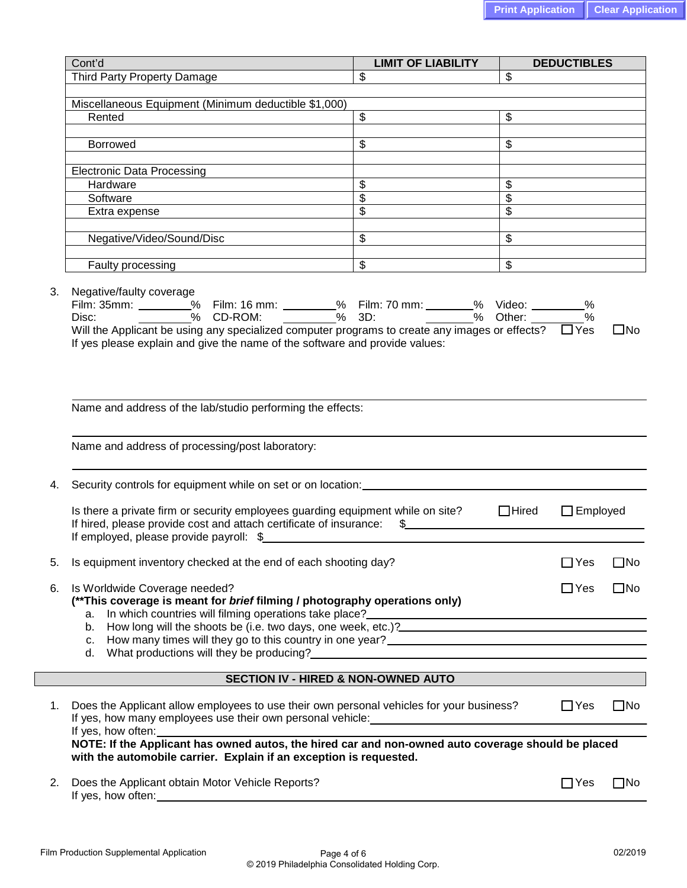| Cont'd | LIMIT OF LIABILITY | DEDUCTIBLES |
|---|---|---|
| Third Party Property Damage | $ | $ |
| | | |
| Miscellaneous Equipment (Minimum deductible $1,000) | | |
| Rented | $ | $ |
| | | |
| Borrowed | $ | $ |
| | | |
| Electronic Data Processing | | |
| Hardware | $ | $ |
| Software | $ | $ |
| Extra expense | $ | $ |
| | | |
| Negative/Video/Sound/Disc | $ | $ |
| | | |
| Faulty processing | $ | $ |

3. Negative/faulty coverage
   Film: 35mm: ________% Film: 16 mm: ________% Film: 70 mm: ________% Video: ________%
   Disc: ________% CD-ROM: ________% 3D: ________% Other: ________%
   Will the Applicant be using any specialized computer programs to create any images or effects? ☐ Yes ☐ No
   If yes please explain and give the name of the software and provide values:

   ______________________________________________

   Name and address of the lab/studio performing the effects:

   ______________________________________________

   Name and address of processing/post laboratory:

   ______________________________________________

4. Security controls for equipment while on set or on location: ______________________________

   Is there a private firm or security employees guarding equipment while on site? ☐ Hired ☐ Employed
   If hired, please provide cost and attach certificate of insurance: $______________________
   If employed, please provide payroll: $______________________

5. Is equipment inventory checked at the end of each shooting day? ☐ Yes ☐ No

6. Is Worldwide Coverage needed? ☐ Yes ☐ No
   **(\*\*This coverage is meant for *brief* filming / photography operations only)**
   a. In which countries will filming operations take place? ______________________
   b. How long will the shoots be (i.e. two days, one week, etc.)? ______________________
   c. How many times will they go to this country in one year? ______________________
   d. What productions will they be producing? ______________________

## SECTION IV - HIRED & NON-OWNED AUTO

1. Does the Applicant allow employees to use their own personal vehicles for your business? ☐ Yes ☐ No
   If yes, how many employees use their own personal vehicle: ______________________
   If yes, how often: ______________________
   **NOTE: If the Applicant has owned autos, the hired car and non-owned auto coverage should be placed with the automobile carrier. Explain if an exception is requested.**

2. Does the Applicant obtain Motor Vehicle Reports? ☐ Yes ☐ No
   If yes, how often: ______________________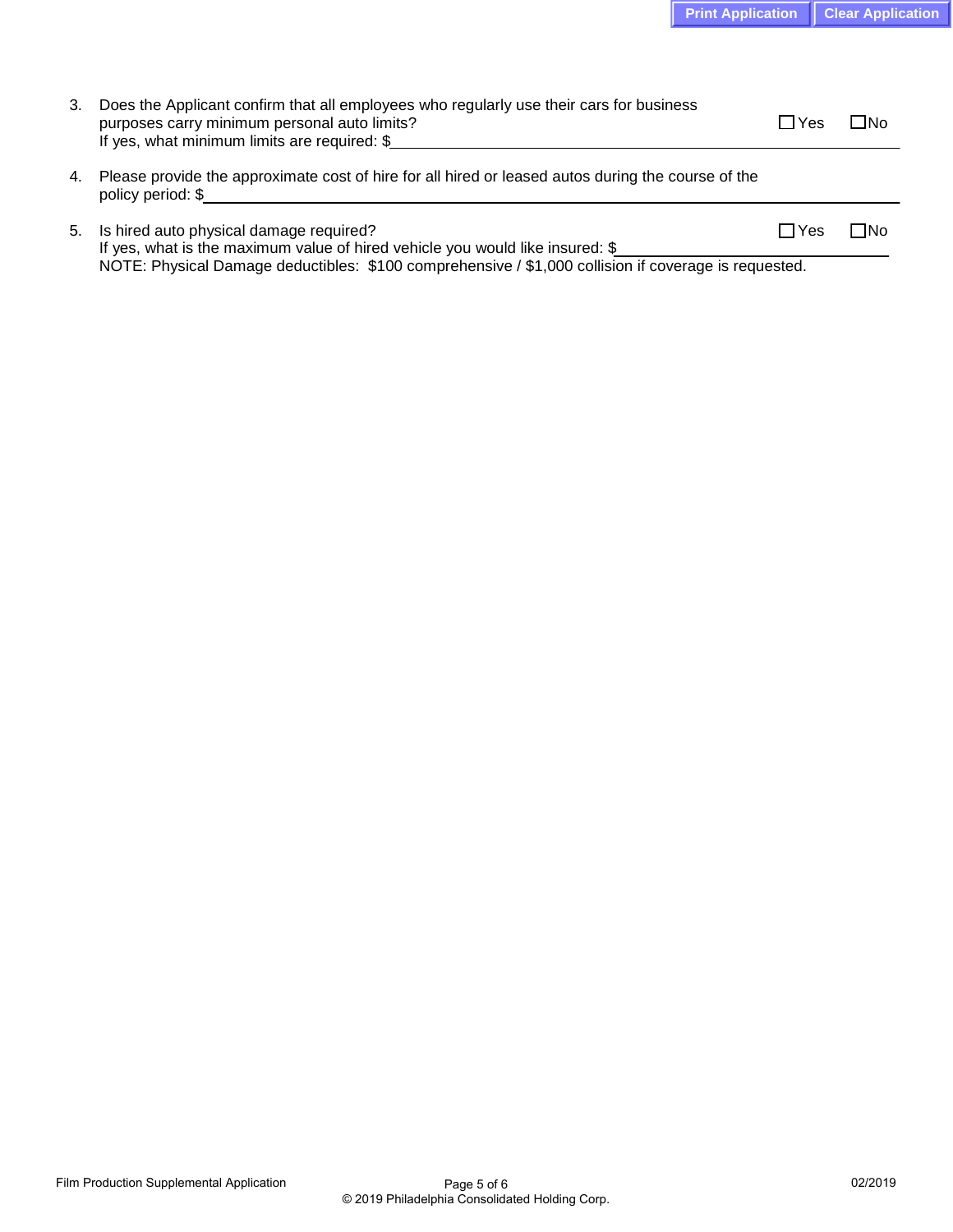3. Does the Applicant confirm that all employees who regularly use their cars for business purposes carry minimum personal auto limits? ☐ Yes ☐ No
   If yes, what minimum limits are required: $\_\_\_\_\_\_\_\_\_\_\_\_\_\_\_\_\_\_\_\_

4. Please provide the approximate cost of hire for all hired or leased autos during the course of the policy period: $\_\_\_\_\_\_\_\_\_\_\_\_\_\_\_\_\_\_\_\_

5. Is hired auto physical damage required? ☐ Yes ☐ No
   If yes, what is the maximum value of hired vehicle you would like insured: $\_\_\_\_\_\_\_\_\_\_\_\_\_\_\_\_\_\_\_\_
   NOTE: Physical Damage deductibles: $100 comprehensive / $1,000 collision if coverage is requested.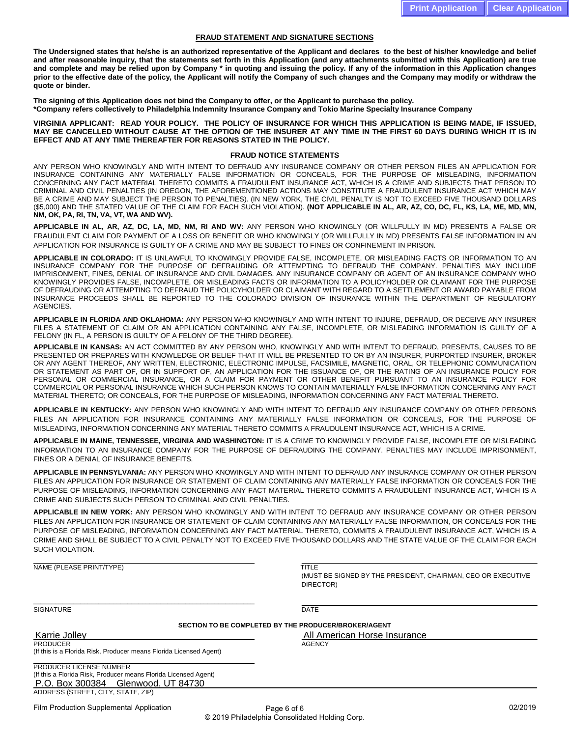Print Application | Clear Application

## FRAUD STATEMENT AND SIGNATURE SECTIONS

**The Undersigned states that he/she is an authorized representative of the Applicant and declares to the best of his/her knowledge and belief and after reasonable inquiry, that the statements set forth in this Application (and any attachments submitted with this Application) are true and complete and may be relied upon by Company * in quoting and issuing the policy. If any of the information in this Application changes prior to the effective date of the policy, the Applicant will notify the Company of such changes and the Company may modify or withdraw the quote or binder.**

**The signing of this Application does not bind the Company to offer, or the Applicant to purchase the policy.**
***Company refers collectively to Philadelphia Indemnity Insurance Company and Tokio Marine Specialty Insurance Company**

**VIRGINIA APPLICANT: READ YOUR POLICY. THE POLICY OF INSURANCE FOR WHICH THIS APPLICATION IS BEING MADE, IF ISSUED, MAY BE CANCELLED WITHOUT CAUSE AT THE OPTION OF THE INSURER AT ANY TIME IN THE FIRST 60 DAYS DURING WHICH IT IS IN EFFECT AND AT ANY TIME THEREAFTER FOR REASONS STATED IN THE POLICY.**

### FRAUD NOTICE STATEMENTS

ANY PERSON WHO KNOWINGLY AND WITH INTENT TO DEFRAUD ANY INSURANCE COMPANY OR OTHER PERSON FILES AN APPLICATION FOR INSURANCE CONTAINING ANY MATERIALLY FALSE INFORMATION OR CONCEALS, FOR THE PURPOSE OF MISLEADING, INFORMATION CONCERNING ANY FACT MATERIAL THERETO COMMITS A FRAUDULENT INSURANCE ACT, WHICH IS A CRIME AND SUBJECTS THAT PERSON TO CRIMINAL AND CIVIL PENALTIES (IN OREGON, THE AFOREMENTIONED ACTIONS MAY CONSTITUTE A FRAUDULENT INSURANCE ACT WHICH MAY BE A CRIME AND MAY SUBJECT THE PERSON TO PENALTIES). (IN NEW YORK, THE CIVIL PENALTY IS NOT TO EXCEED FIVE THOUSAND DOLLARS ($5,000) AND THE STATED VALUE OF THE CLAIM FOR EACH SUCH VIOLATION). **(NOT APPLICABLE IN AL, AR, AZ, CO, DC, FL, KS, LA, ME, MD, MN, NM, OK, PA, RI, TN, VA, VT, WA AND WV).**

**APPLICABLE IN AL, AR, AZ, DC, LA, MD, NM, RI AND WV:** ANY PERSON WHO KNOWINGLY (OR WILLFULLY IN MD) PRESENTS A FALSE OR FRAUDULENT CLAIM FOR PAYMENT OF A LOSS OR BENEFIT OR WHO KNOWINGLY (OR WILLFULLY IN MD) PRESENTS FALSE INFORMATION IN AN APPLICATION FOR INSURANCE IS GUILTY OF A CRIME AND MAY BE SUBJECT TO FINES OR CONFINEMENT IN PRISON.

**APPLICABLE IN COLORADO:** IT IS UNLAWFUL TO KNOWINGLY PROVIDE FALSE, INCOMPLETE, OR MISLEADING FACTS OR INFORMATION TO AN INSURANCE COMPANY FOR THE PURPOSE OF DEFRAUDING OR ATTEMPTING TO DEFRAUD THE COMPANY. PENALTIES MAY INCLUDE IMPRISONMENT, FINES, DENIAL OF INSURANCE AND CIVIL DAMAGES. ANY INSURANCE COMPANY OR AGENT OF AN INSURANCE COMPANY WHO KNOWINGLY PROVIDES FALSE, INCOMPLETE, OR MISLEADING FACTS OR INFORMATION TO A POLICYHOLDER OR CLAIMANT FOR THE PURPOSE OF DEFRAUDING OR ATTEMPTING TO DEFRAUD THE POLICYHOLDER OR CLAIMANT WITH REGARD TO A SETTLEMENT OR AWARD PAYABLE FROM INSURANCE PROCEEDS SHALL BE REPORTED TO THE COLORADO DIVISION OF INSURANCE WITHIN THE DEPARTMENT OF REGULATORY AGENCIES.

**APPLICABLE IN FLORIDA AND OKLAHOMA:** ANY PERSON WHO KNOWINGLY AND WITH INTENT TO INJURE, DEFRAUD, OR DECEIVE ANY INSURER FILES A STATEMENT OF CLAIM OR AN APPLICATION CONTAINING ANY FALSE, INCOMPLETE, OR MISLEADING INFORMATION IS GUILTY OF A FELONY (IN FL, A PERSON IS GUILTY OF A FELONY OF THE THIRD DEGREE).

**APPLICABLE IN KANSAS:** AN ACT COMMITTED BY ANY PERSON WHO, KNOWINGLY AND WITH INTENT TO DEFRAUD, PRESENTS, CAUSES TO BE PRESENTED OR PREPARES WITH KNOWLEDGE OR BELIEF THAT IT WILL BE PRESENTED TO OR BY AN INSURER, PURPORTED INSURER, BROKER OR ANY AGENT THEREOF, ANY WRITTEN, ELECTRONIC, ELECTRONIC IMPULSE, FACSIMILE, MAGNETIC, ORAL, OR TELEPHONIC COMMUNICATION OR STATEMENT AS PART OF, OR IN SUPPORT OF, AN APPLICATION FOR THE ISSUANCE OF, OR THE RATING OF AN INSURANCE POLICY FOR PERSONAL OR COMMERCIAL INSURANCE, OR A CLAIM FOR PAYMENT OR OTHER BENEFIT PURSUANT TO AN INSURANCE POLICY FOR COMMERCIAL OR PERSONAL INSURANCE WHICH SUCH PERSON KNOWS TO CONTAIN MATERIALLY FALSE INFORMATION CONCERNING ANY FACT MATERIAL THERETO; OR CONCEALS, FOR THE PURPOSE OF MISLEADING, INFORMATION CONCERNING ANY FACT MATERIAL THERETO.

**APPLICABLE IN KENTUCKY:** ANY PERSON WHO KNOWINGLY AND WITH INTENT TO DEFRAUD ANY INSURANCE COMPANY OR OTHER PERSONS FILES AN APPLICATION FOR INSURANCE CONTAINING ANY MATERIALLY FALSE INFORMATION OR CONCEALS, FOR THE PURPOSE OF MISLEADING, INFORMATION CONCERNING ANY MATERIAL THERETO COMMITS A FRAUDULENT INSURANCE ACT, WHICH IS A CRIME.

**APPLICABLE IN MAINE, TENNESSEE, VIRGINIA AND WASHINGTON:** IT IS A CRIME TO KNOWINGLY PROVIDE FALSE, INCOMPLETE OR MISLEADING INFORMATION TO AN INSURANCE COMPANY FOR THE PURPOSE OF DEFRAUDING THE COMPANY. PENALTIES MAY INCLUDE IMPRISONMENT, FINES OR A DENIAL OF INSURANCE BENEFITS.

**APPLICABLE IN PENNSYLVANIA:** ANY PERSON WHO KNOWINGLY AND WITH INTENT TO DEFRAUD ANY INSURANCE COMPANY OR OTHER PERSON FILES AN APPLICATION FOR INSURANCE OR STATEMENT OF CLAIM CONTAINING ANY MATERIALLY FALSE INFORMATION OR CONCEALS FOR THE PURPOSE OF MISLEADING, INFORMATION CONCERNING ANY FACT MATERIAL THERETO COMMITS A FRAUDULENT INSURANCE ACT, WHICH IS A CRIME AND SUBJECTS SUCH PERSON TO CRIMINAL AND CIVIL PENALTIES.

**APPLICABLE IN NEW YORK:** ANY PERSON WHO KNOWINGLY AND WITH INTENT TO DEFRAUD ANY INSURANCE COMPANY OR OTHER PERSON FILES AN APPLICATION FOR INSURANCE OR STATEMENT OF CLAIM CONTAINING ANY MATERIALLY FALSE INFORMATION, OR CONCEALS FOR THE PURPOSE OF MISLEADING, INFORMATION CONCERNING ANY FACT MATERIAL THERETO, COMMITS A FRAUDULENT INSURANCE ACT, WHICH IS A CRIME AND SHALL BE SUBJECT TO A CIVIL PENALTY NOT TO EXCEED FIVE THOUSAND DOLLARS AND THE STATE VALUE OF THE CLAIM FOR EACH SUCH VIOLATION.

NAME (PLEASE PRINT/TYPE): ______________________

TITLE: ______________________
(MUST BE SIGNED BY THE PRESIDENT, CHAIRMAN, CEO OR EXECUTIVE DIRECTOR)

SIGNATURE: ______________________

DATE: ______________________

**SECTION TO BE COMPLETED BY THE PRODUCER/BROKER/AGENT**

PRODUCER: Karrie Jolley
(If this is a Florida Risk, Producer means Florida Licensed Agent)

AGENCY: All American Horse Insurance

PRODUCER LICENSE NUMBER: ______________________
(If this a Florida Risk, Producer means Florida Licensed Agent)

ADDRESS (STREET, CITY, STATE, ZIP): P.O. Box 300384 Glenwood, UT 84730

Film Production Supplemental Application

02/2019

© 2019 Philadelphia Consolidated Holding Corp.